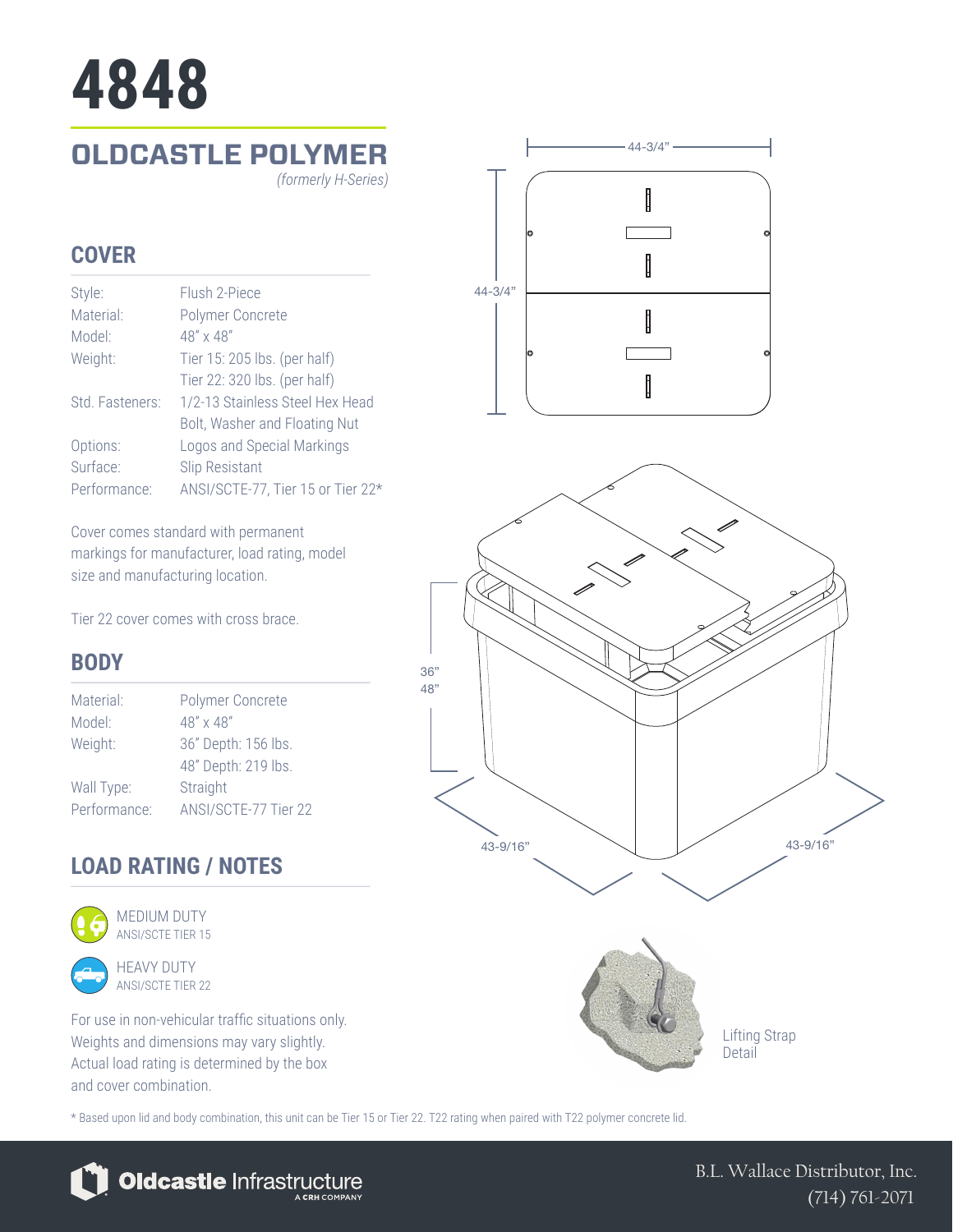# 4848

## OLDCASTLE POLYMER

*(formerly H-Series)*

## COVER

| | |
|---|---|
| Style: | Flush 2-Piece |
| Material: | Polymer Concrete |
| Model: | 48" x 48" |
| Weight: | Tier 15: 205 lbs. (per half)<br>Tier 22: 320 lbs. (per half) |
| Std. Fasteners: | 1/2-13 Stainless Steel Hex Head Bolt, Washer and Floating Nut |
| Options: | Logos and Special Markings |
| Surface: | Slip Resistant |
| Performance: | ANSI/SCTE-77, Tier 15 or Tier 22* |

Cover comes standard with permanent markings for manufacturer, load rating, model size and manufacturing location.

Tier 22 cover comes with cross brace.

## BODY

| | |
|---|---|
| Material: | Polymer Concrete |
| Model: | 48" x 48" |
| Weight: | 36" Depth: 156 lbs.<br>48" Depth: 219 lbs. |
| Wall Type: | Straight |
| Performance: | ANSI/SCTE-77 Tier 22 |

## LOAD RATING / NOTES

MEDIUM DUTY
ANSI/SCTE TIER 15

HEAVY DUTY
ANSI/SCTE TIER 22

For use in non-vehicular traffic situations only. Weights and dimensions may vary slightly. Actual load rating is determined by the box and cover combination.

44-3/4"

44-3/4"

36"
48"

43-9/16"

43-9/16"

Lifting Strap Detail

* Based upon lid and body combination, this unit can be Tier 15 or Tier 22. T22 rating when paired with T22 polymer concrete lid.

Oldcastle Infrastructure
A CRH COMPANY

B.L. Wallace Distributor, Inc.
(714) 761-2071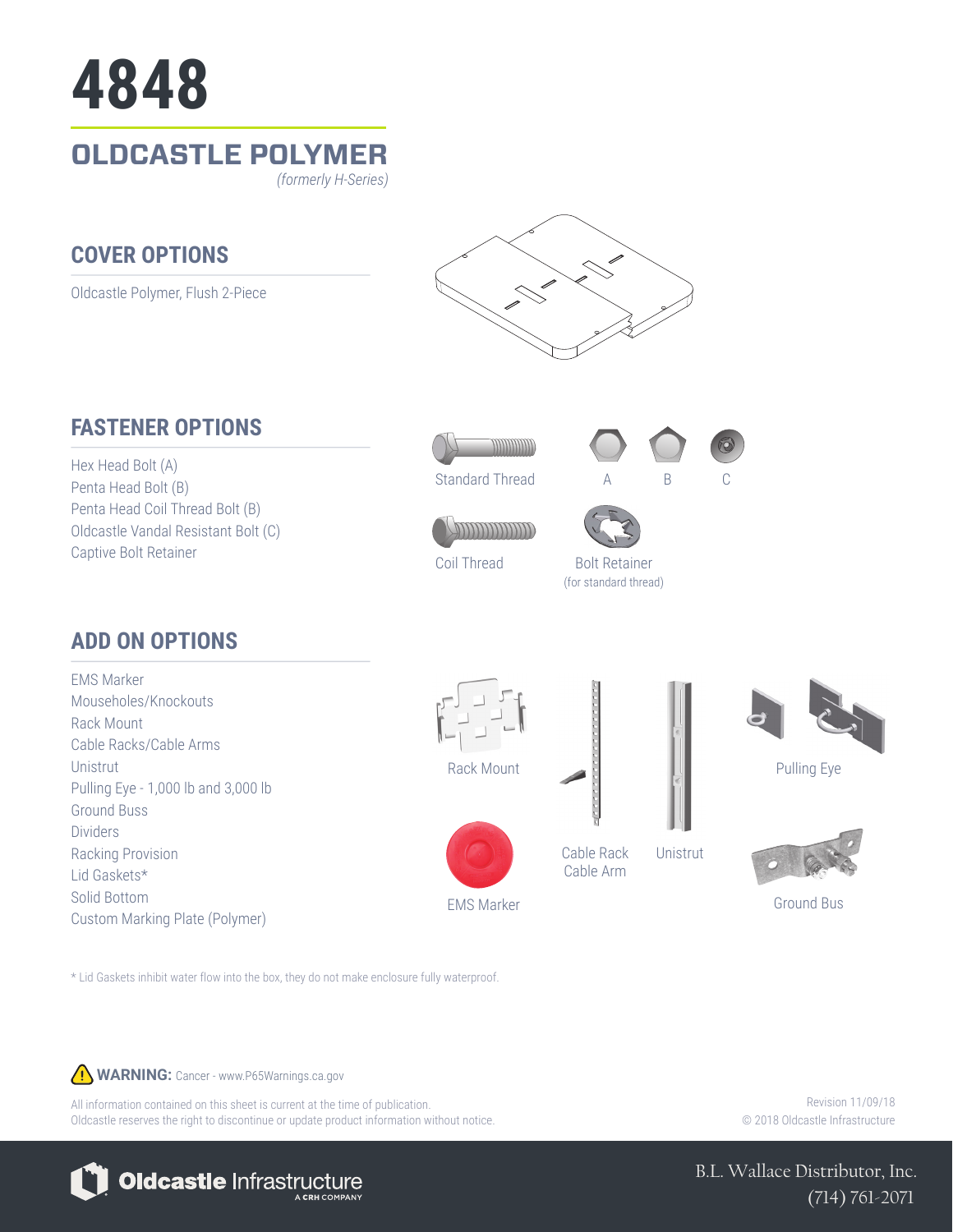# 4848

## OLDCASTLE POLYMER

*(formerly H-Series)*

## COVER OPTIONS

Oldcastle Polymer, Flush 2-Piece

## FASTENER OPTIONS

- Hex Head Bolt (A)
- Penta Head Bolt (B)
- Penta Head Coil Thread Bolt (B)
- Oldcastle Vandal Resistant Bolt (C)
- Captive Bolt Retainer

Standard Thread

A B C

Coil Thread

Bolt Retainer
(for standard thread)

## ADD ON OPTIONS

- EMS Marker
- Mouseholes/Knockouts
- Rack Mount
- Cable Racks/Cable Arms
- Unistrut
- Pulling Eye - 1,000 lb and 3,000 lb
- Ground Buss
- Dividers
- Racking Provision
- Lid Gaskets*
- Solid Bottom
- Custom Marking Plate (Polymer)

Rack Mount

Cable Rack
Cable Arm

Unistrut

Pulling Eye

EMS Marker

Ground Bus

* Lid Gaskets inhibit water flow into the box, they do not make enclosure fully waterproof.

**WARNING:** Cancer - www.P65Warnings.ca.gov

All information contained on this sheet is current at the time of publication.
Oldcastle reserves the right to discontinue or update product information without notice.

Revision 11/09/18
© 2018 Oldcastle Infrastructure

Oldcastle Infrastructure
A CRH COMPANY

B.L. Wallace Distributor, Inc.
(714) 761-2071